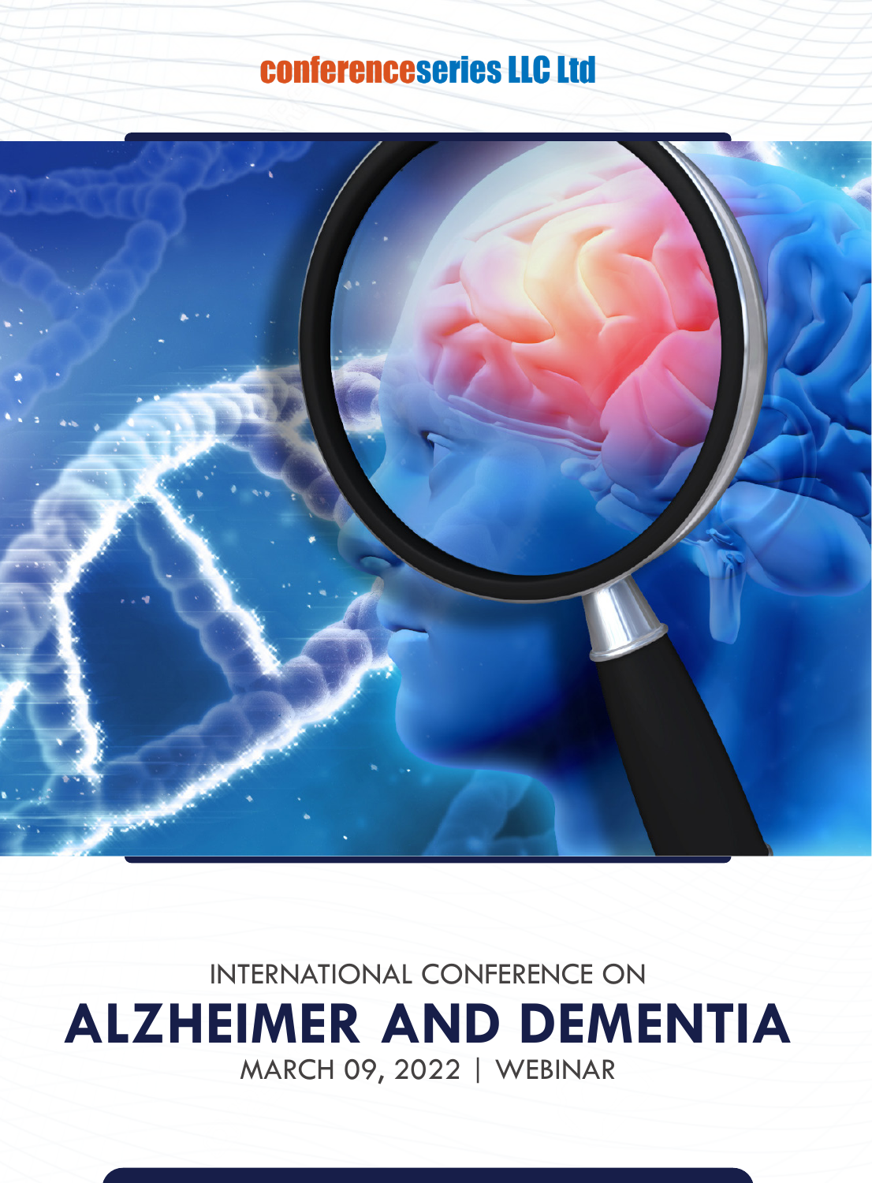conferenceseries LLC Ltd

INTERNATIONAL CONFERENCE ON

# ALZHEIMER AND DEMENTIA

MARCH 09, 2022 | WEBINAR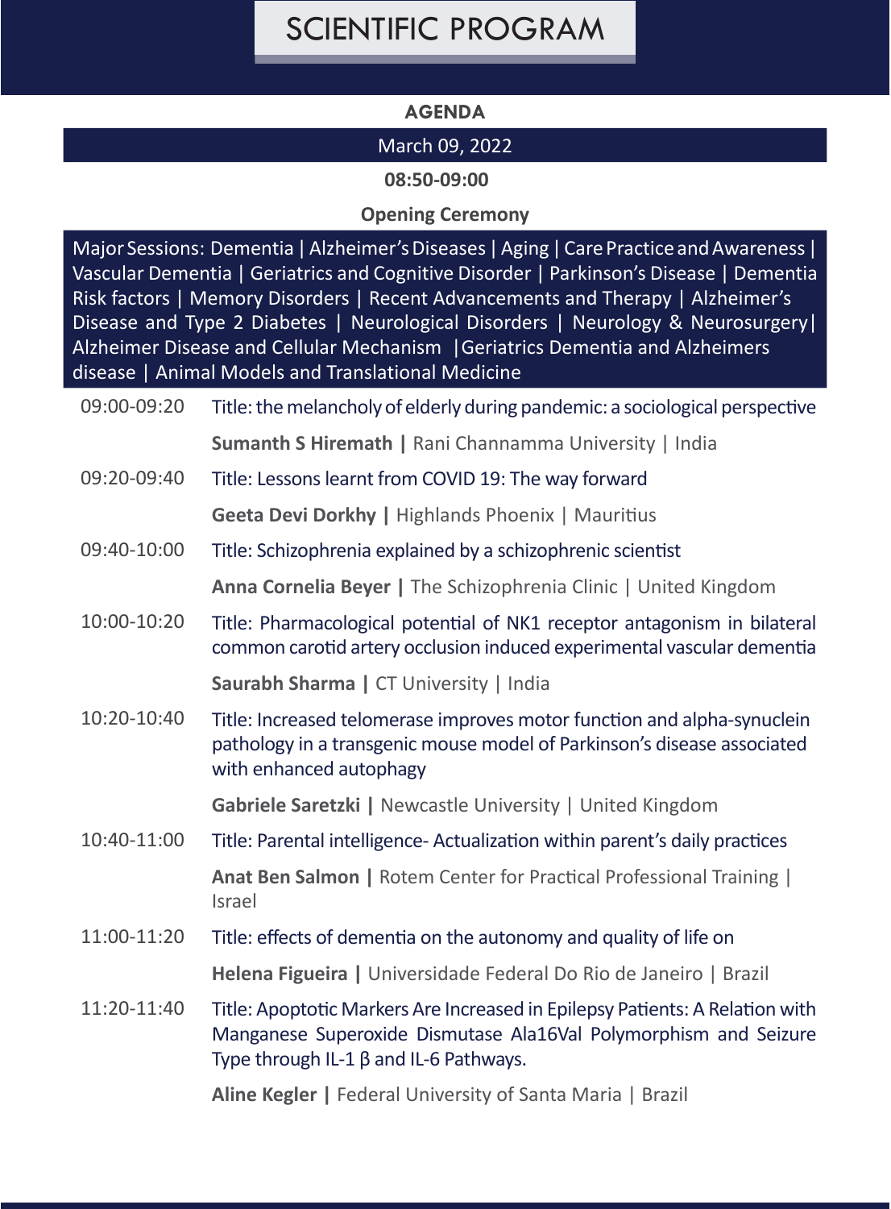# SCIENTIFIC PROGRAM

## AGENDA

**March 09, 2022**

**08:50-09:00**

**Opening Ceremony**

Major Sessions: Dementia | Alzheimer's Diseases | Aging | Care Practice and Awareness | Vascular Dementia | Geriatrics and Cognitive Disorder | Parkinson's Disease | Dementia Risk factors | Memory Disorders | Recent Advancements and Therapy | Alzheimer's Disease and Type 2 Diabetes | Neurological Disorders | Neurology & Neurosurgery| Alzheimer Disease and Cellular Mechanism |Geriatrics Dementia and Alzheimers disease | Animal Models and Translational Medicine

| | |
|---|---|
| 09:00-09:20 | Title: the melancholy of elderly during pandemic: a sociological perspective |
| | **Sumanth S Hiremath \|** Rani Channamma University \| India |
| 09:20-09:40 | Title: Lessons learnt from COVID 19: The way forward |
| | **Geeta Devi Dorkhy \|** Highlands Phoenix \| Mauritius |
| 09:40-10:00 | Title: Schizophrenia explained by a schizophrenic scientist |
| | **Anna Cornelia Beyer \|** The Schizophrenia Clinic \| United Kingdom |
| 10:00-10:20 | Title: Pharmacological potential of NK1 receptor antagonism in bilateral common carotid artery occlusion induced experimental vascular dementia |
| | **Saurabh Sharma \|** CT University \| India |
| 10:20-10:40 | Title: Increased telomerase improves motor function and alpha-synuclein pathology in a transgenic mouse model of Parkinson's disease associated with enhanced autophagy |
| | **Gabriele Saretzki \|** Newcastle University \| United Kingdom |
| 10:40-11:00 | Title: Parental intelligence- Actualization within parent's daily practices |
| | **Anat Ben Salmon \|** Rotem Center for Practical Professional Training \| Israel |
| 11:00-11:20 | Title: effects of dementia on the autonomy and quality of life on |
| | **Helena Figueira \|** Universidade Federal Do Rio de Janeiro \| Brazil |
| 11:20-11:40 | Title: Apoptotic Markers Are Increased in Epilepsy Patients: A Relation with Manganese Superoxide Dismutase Ala16Val Polymorphism and Seizure Type through IL-1 β and IL-6 Pathways. |
| | **Aline Kegler \|** Federal University of Santa Maria \| Brazil |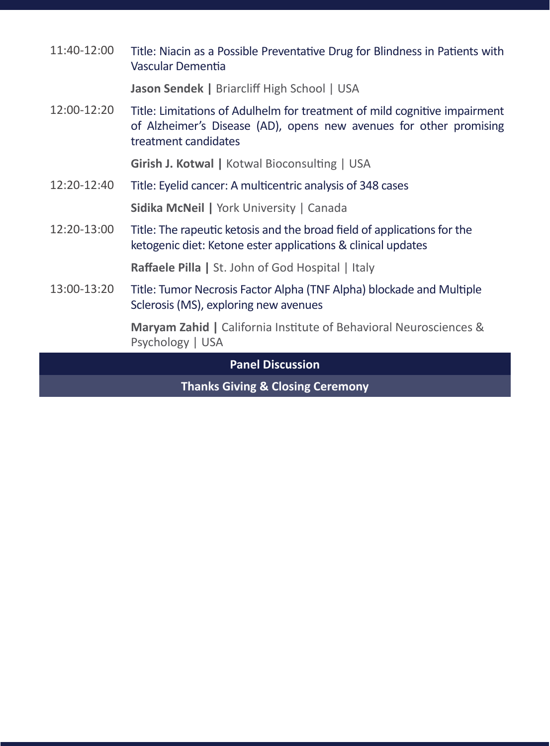11:40-12:00 Title: Niacin as a Possible Preventative Drug for Blindness in Patients with Vascular Dementia

**Jason Sendek |** Briarcliff High School | USA

12:00-12:20 Title: Limitations of Adulhelm for treatment of mild cognitive impairment of Alzheimer's Disease (AD), opens new avenues for other promising treatment candidates

**Girish J. Kotwal |** Kotwal Bioconsulting | USA

12:20-12:40 Title: Eyelid cancer: A multicentric analysis of 348 cases

**Sidika McNeil |** York University | Canada

12:20-13:00 Title: The rapeutic ketosis and the broad field of applications for the ketogenic diet: Ketone ester applications & clinical updates

**Raffaele Pilla |** St. John of God Hospital | Italy

13:00-13:20 Title: Tumor Necrosis Factor Alpha (TNF Alpha) blockade and Multiple Sclerosis (MS), exploring new avenues

**Maryam Zahid |** California Institute of Behavioral Neurosciences & Psychology | USA

**Panel Discussion**

**Thanks Giving & Closing Ceremony**